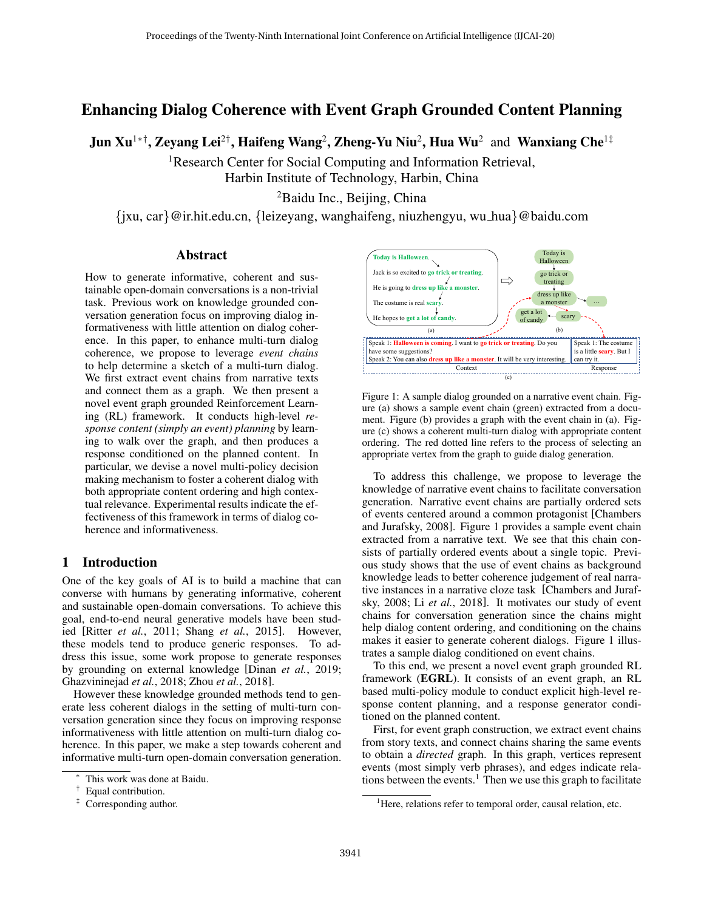# Enhancing Dialog Coherence with Event Graph Grounded Content Planning

**Jun Xu**[1*†], **Zeyang Lei**[2†], **Haifeng Wang**[2], **Zheng-Yu Niu**[2], **Hua Wu**[2] and **Wanxiang Che**[1‡]

[1]Research Center for Social Computing and Information Retrieval, Harbin Institute of Technology, Harbin, China

[2]Baidu Inc., Beijing, China

{jxu, car}@ir.hit.edu.cn, {leizeyang, wanghaifeng, niuzhengyu, wu_hua}@baidu.com

## Abstract

How to generate informative, coherent and sustainable open-domain conversations is a non-trivial task. Previous work on knowledge grounded conversation generation focus on improving dialog informativeness with little attention on dialog coherence. In this paper, to enhance multi-turn dialog coherence, we propose to leverage *event chains* to help determine a sketch of a multi-turn dialog. We first extract event chains from narrative texts and connect them as a graph. We then present a novel event graph grounded Reinforcement Learning (RL) framework. It conducts high-level *response content (simply an event) planning* by learning to walk over the graph, and then produces a response conditioned on the planned content. In particular, we devise a novel multi-policy decision making mechanism to foster a coherent dialog with both appropriate content ordering and high contextual relevance. Experimental results indicate the effectiveness of this framework in terms of dialog coherence and informativeness.

## 1 Introduction

One of the key goals of AI is to build a machine that can converse with humans by generating informative, coherent and sustainable open-domain conversations. To achieve this goal, end-to-end neural generative models have been studied [Ritter *et al.*, 2011; Shang *et al.*, 2015]. However, these models tend to produce generic responses. To address this issue, some work propose to generate responses by grounding on external knowledge [Dinan *et al.*, 2019; Ghazvininejad *et al.*, 2018; Zhou *et al.*, 2018].

However these knowledge grounded methods tend to generate less coherent dialogs in the setting of multi-turn conversation generation since they focus on improving response informativeness with little attention on multi-turn dialog coherence. In this paper, we make a step towards coherent and informative multi-turn open-domain conversation generation.

Figure 1: A sample dialog grounded on a narrative event chain. Figure (a) shows a sample event chain (green) extracted from a document. Figure (b) provides a graph with the event chain in (a). Figure (c) shows a coherent multi-turn dialog with appropriate content ordering. The red dotted line refers to the process of selecting an appropriate vertex from the graph to guide dialog generation.

To address this challenge, we propose to leverage the knowledge of narrative event chains to facilitate conversation generation. Narrative event chains are partially ordered sets of events centered around a common protagonist [Chambers and Jurafsky, 2008]. Figure 1 provides a sample event chain extracted from a narrative text. We see that this chain consists of partially ordered events about a single topic. Previous study shows that the use of event chains as background knowledge leads to better coherence judgement of real narrative instances in a narrative cloze task [Chambers and Jurafsky, 2008; Li *et al.*, 2018]. It motivates our study of event chains for conversation generation since the chains might help dialog content ordering, and conditioning on the chains makes it easier to generate coherent dialogs. Figure 1 illustrates a sample dialog conditioned on event chains.

To this end, we present a novel event graph grounded RL framework (**EGRL**). It consists of an event graph, an RL based multi-policy module to conduct explicit high-level response content planning, and a response generator conditioned on the planned content.

First, for event graph construction, we extract event chains from story texts, and connect chains sharing the same events to obtain a *directed* graph. In this graph, vertices represent events (most simply verb phrases), and edges indicate relations between the events.[1] Then we use this graph to facilitate

---

* This work was done at Baidu.

† Equal contribution.

‡ Corresponding author.

[1]Here, relations refer to temporal order, causal relation, etc.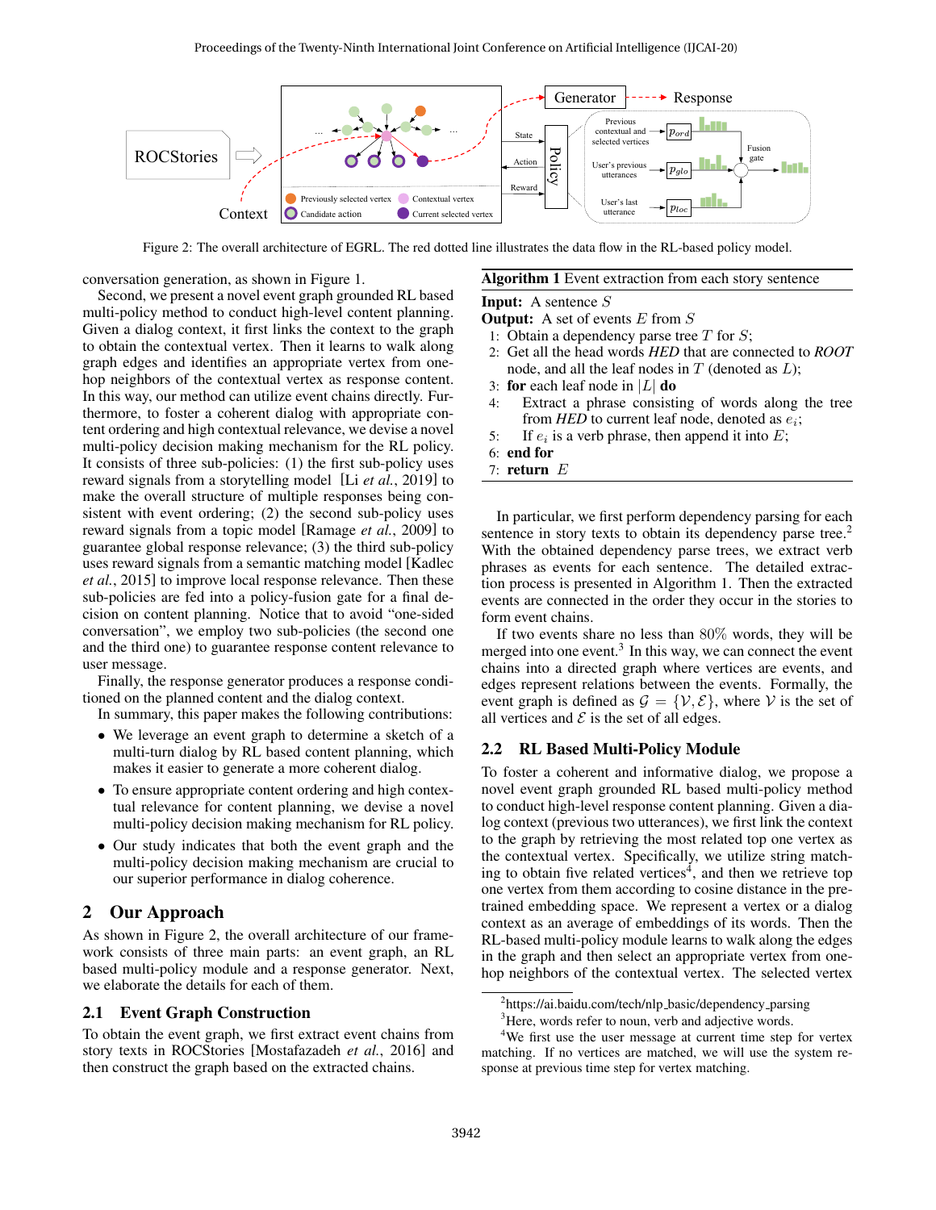Figure 2: The overall architecture of EGRL. The red dotted line illustrates the data flow in the RL-based policy model.

conversation generation, as shown in Figure 1.

Second, we present a novel event graph grounded RL based multi-policy method to conduct high-level content planning. Given a dialog context, it first links the context to the graph to obtain the contextual vertex. Then it learns to walk along graph edges and identifies an appropriate vertex from one-hop neighbors of the contextual vertex as response content. In this way, our method can utilize event chains directly. Furthermore, to foster a coherent dialog with appropriate content ordering and high contextual relevance, we devise a novel multi-policy decision making mechanism for the RL policy. It consists of three sub-policies: (1) the first sub-policy uses reward signals from a storytelling model [Li *et al.*, 2019] to make the overall structure of multiple responses being consistent with event ordering; (2) the second sub-policy uses reward signals from a topic model [Ramage *et al.*, 2009] to guarantee global response relevance; (3) the third sub-policy uses reward signals from a semantic matching model [Kadlec *et al.*, 2015] to improve local response relevance. Then these sub-policies are fed into a policy-fusion gate for a final decision on content planning. Notice that to avoid "one-sided conversation", we employ two sub-policies (the second one and the third one) to guarantee response content relevance to user message.

Finally, the response generator produces a response conditioned on the planned content and the dialog context.

In summary, this paper makes the following contributions:

- We leverage an event graph to determine a sketch of a multi-turn dialog by RL based content planning, which makes it easier to generate a more coherent dialog.
- To ensure appropriate content ordering and high contextual relevance for content planning, we devise a novel multi-policy decision making mechanism for RL policy.
- Our study indicates that both the event graph and the multi-policy decision making mechanism are crucial to our superior performance in dialog coherence.

## 2 Our Approach

As shown in Figure 2, the overall architecture of our framework consists of three main parts: an event graph, an RL based multi-policy module and a response generator. Next, we elaborate the details for each of them.

### 2.1 Event Graph Construction

To obtain the event graph, we first extract event chains from story texts in ROCStories [Mostafazadeh *et al.*, 2016] and then construct the graph based on the extracted chains.

**Algorithm 1** Event extraction from each story sentence

**Input:** A sentence $S$
**Output:** A set of events $E$ from $S$

1: Obtain a dependency parse tree $T$ for $S$;
2: Get all the head words *HED* that are connected to *ROOT* node, and all the leaf nodes in $T$ (denoted as $L$);
3: **for** each leaf node in $|L|$ **do**
4: Extract a phrase consisting of words along the tree from *HED* to current leaf node, denoted as $e_i$;
5: If $e_i$ is a verb phrase, then append it into $E$;
6: **end for**
7: **return** $E$

In particular, we first perform dependency parsing for each sentence in story texts to obtain its dependency parse tree.[2] With the obtained dependency parse trees, we extract verb phrases as events for each sentence. The detailed extraction process is presented in Algorithm 1. Then the extracted events are connected in the order they occur in the stories to form event chains.

If two events share no less than $80\%$ words, they will be merged into one event.[3] In this way, we can connect the event chains into a directed graph where vertices are events, and edges represent relations between the events. Formally, the event graph is defined as $\mathcal{G} = \{\mathcal{V}, \mathcal{E}\}$, where $\mathcal{V}$ is the set of all vertices and $\mathcal{E}$ is the set of all edges.

### 2.2 RL Based Multi-Policy Module

To foster a coherent and informative dialog, we propose a novel event graph grounded RL based multi-policy method to conduct high-level response content planning. Given a dialog context (previous two utterances), we first link the context to the graph by retrieving the most related top one vertex as the contextual vertex. Specifically, we utilize string matching to obtain five related vertices[4], and then we retrieve top one vertex from them according to cosine distance in the pre-trained embedding space. We represent a vertex or a dialog context as an average of embeddings of its words. Then the RL-based multi-policy module learns to walk along the edges in the graph and then select an appropriate vertex from one-hop neighbors of the contextual vertex. The selected vertex

[2] https://ai.baidu.com/tech/nlp_basic/dependency_parsing

[3] Here, words refer to noun, verb and adjective words.

[4] We first use the user message at current time step for vertex matching. If no vertices are matched, we will use the system response at previous time step for vertex matching.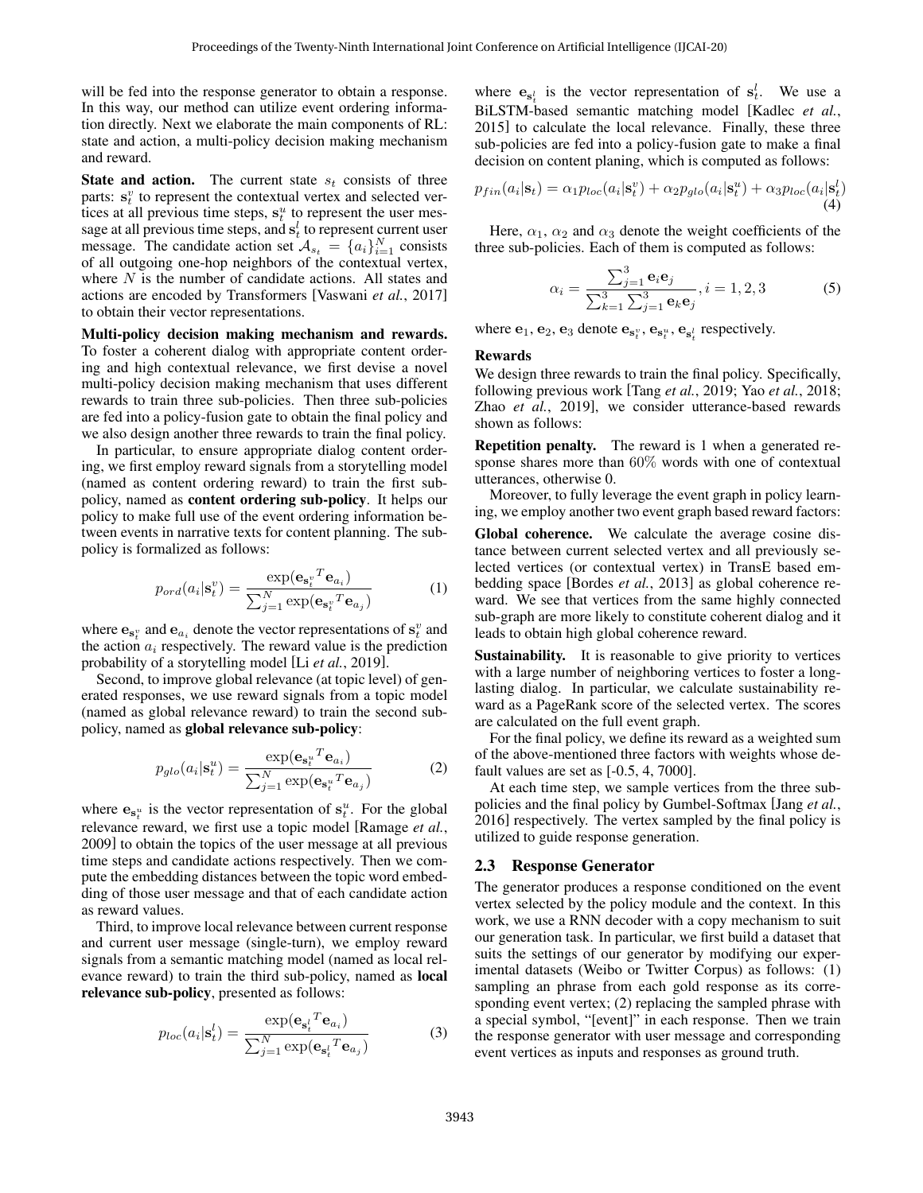will be fed into the response generator to obtain a response. In this way, our method can utilize event ordering information directly. Next we elaborate the main components of RL: state and action, a multi-policy decision making mechanism and reward.

**State and action.** The current state $s_t$ consists of three parts: $\mathbf{s}_t^v$ to represent the contextual vertex and selected vertices at all previous time steps, $\mathbf{s}_t^u$ to represent the user message at all previous time steps, and $\mathbf{s}_t^l$ to represent current user message. The candidate action set $\mathcal{A}_{s_t} = \{a_i\}_{i=1}^N$ consists of all outgoing one-hop neighbors of the contextual vertex, where $N$ is the number of candidate actions. All states and actions are encoded by Transformers [Vaswani *et al.*, 2017] to obtain their vector representations.

**Multi-policy decision making mechanism and rewards.** To foster a coherent dialog with appropriate content ordering and high contextual relevance, we first devise a novel multi-policy decision making mechanism that uses different rewards to train three sub-policies. Then three sub-policies are fed into a policy-fusion gate to obtain the final policy and we also design another three rewards to train the final policy.

In particular, to ensure appropriate dialog content ordering, we first employ reward signals from a storytelling model (named as content ordering reward) to train the first sub-policy, named as **content ordering sub-policy**. It helps our policy to make full use of the event ordering information between events in narrative texts for content planning. The sub-policy is formalized as follows:

$$p_{ord}(a_i|\mathbf{s}_t^v) = \frac{\exp(\mathbf{e}_{\mathbf{s}_t^v}{}^T \mathbf{e}_{a_i})}{\sum_{j=1}^N \exp(\mathbf{e}_{\mathbf{s}_t^v}{}^T \mathbf{e}_{a_j})} \tag{1}$$

where $\mathbf{e}_{\mathbf{s}_t^v}$ and $\mathbf{e}_{a_i}$ denote the vector representations of $\mathbf{s}_t^v$ and the action $a_i$ respectively. The reward value is the prediction probability of a storytelling model [Li *et al.*, 2019].

Second, to improve global relevance (at topic level) of generated responses, we use reward signals from a topic model (named as global relevance reward) to train the second sub-policy, named as **global relevance sub-policy**:

$$p_{glo}(a_i|\mathbf{s}_t^u) = \frac{\exp(\mathbf{e}_{\mathbf{s}_t^u}{}^T \mathbf{e}_{a_i})}{\sum_{j=1}^N \exp(\mathbf{e}_{\mathbf{s}_t^u}{}^T \mathbf{e}_{a_j})} \tag{2}$$

where $\mathbf{e}_{\mathbf{s}_t^u}$ is the vector representation of $\mathbf{s}_t^u$. For the global relevance reward, we first use a topic model [Ramage *et al.*, 2009] to obtain the topics of the user message at all previous time steps and candidate actions respectively. Then we compute the embedding distances between the topic word embedding of those user message and that of each candidate action as reward values.

Third, to improve local relevance between current response and current user message (single-turn), we employ reward signals from a semantic matching model (named as local relevance reward) to train the third sub-policy, named as **local relevance sub-policy**, presented as follows:

$$p_{loc}(a_i|\mathbf{s}_t^l) = \frac{\exp(\mathbf{e}_{\mathbf{s}_t^l}{}^T \mathbf{e}_{a_i})}{\sum_{j=1}^N \exp(\mathbf{e}_{\mathbf{s}_t^l}{}^T \mathbf{e}_{a_j})} \tag{3}$$

where $\mathbf{e}_{\mathbf{s}_t^l}$ is the vector representation of $\mathbf{s}_t^l$. We use a BiLSTM-based semantic matching model [Kadlec *et al.*, 2015] to calculate the local relevance. Finally, these three sub-policies are fed into a policy-fusion gate to make a final decision on content planing, which is computed as follows:

$$p_{fin}(a_i|\mathbf{s}_t) = \alpha_1 p_{loc}(a_i|\mathbf{s}_t^v) + \alpha_2 p_{glo}(a_i|\mathbf{s}_t^u) + \alpha_3 p_{loc}(a_i|\mathbf{s}_t^l) \tag{4}$$

Here, $\alpha_1$, $\alpha_2$ and $\alpha_3$ denote the weight coefficients of the three sub-policies. Each of them is computed as follows:

$$\alpha_i = \frac{\sum_{j=1}^3 \mathbf{e}_i \mathbf{e}_j}{\sum_{k=1}^3 \sum_{j=1}^3 \mathbf{e}_k \mathbf{e}_j}, i = 1, 2, 3 \tag{5}$$

where $\mathbf{e}_1$, $\mathbf{e}_2$, $\mathbf{e}_3$ denote $\mathbf{e}_{\mathbf{s}_t^v}$, $\mathbf{e}_{\mathbf{s}_t^u}$, $\mathbf{e}_{\mathbf{s}_t^l}$ respectively.

**Rewards**

We design three rewards to train the final policy. Specifically, following previous work [Tang *et al.*, 2019; Yao *et al.*, 2018; Zhao *et al.*, 2019], we consider utterance-based rewards shown as follows:

**Repetition penalty.** The reward is 1 when a generated response shares more than 60% words with one of contextual utterances, otherwise 0.

Moreover, to fully leverage the event graph in policy learning, we employ another two event graph based reward factors:

**Global coherence.** We calculate the average cosine distance between current selected vertex and all previously selected vertices (or contextual vertex) in TransE based embedding space [Bordes *et al.*, 2013] as global coherence reward. We see that vertices from the same highly connected sub-graph are more likely to constitute coherent dialog and it leads to obtain high global coherence reward.

**Sustainability.** It is reasonable to give priority to vertices with a large number of neighboring vertices to foster a long-lasting dialog. In particular, we calculate sustainability reward as a PageRank score of the selected vertex. The scores are calculated on the full event graph.

For the final policy, we define its reward as a weighted sum of the above-mentioned three factors with weights whose default values are set as [-0.5, 4, 7000].

At each time step, we sample vertices from the three sub-policies and the final policy by Gumbel-Softmax [Jang *et al.*, 2016] respectively. The vertex sampled by the final policy is utilized to guide response generation.

### 2.3 Response Generator

The generator produces a response conditioned on the event vertex selected by the policy module and the context. In this work, we use a RNN decoder with a copy mechanism to suit our generation task. In particular, we first build a dataset that suits the settings of our generator by modifying our experimental datasets (Weibo or Twitter Corpus) as follows: (1) sampling an phrase from each gold response as its corresponding event vertex; (2) replacing the sampled phrase with a special symbol, "[event]" in each response. Then we train the response generator with user message and corresponding event vertices as inputs and responses as ground truth.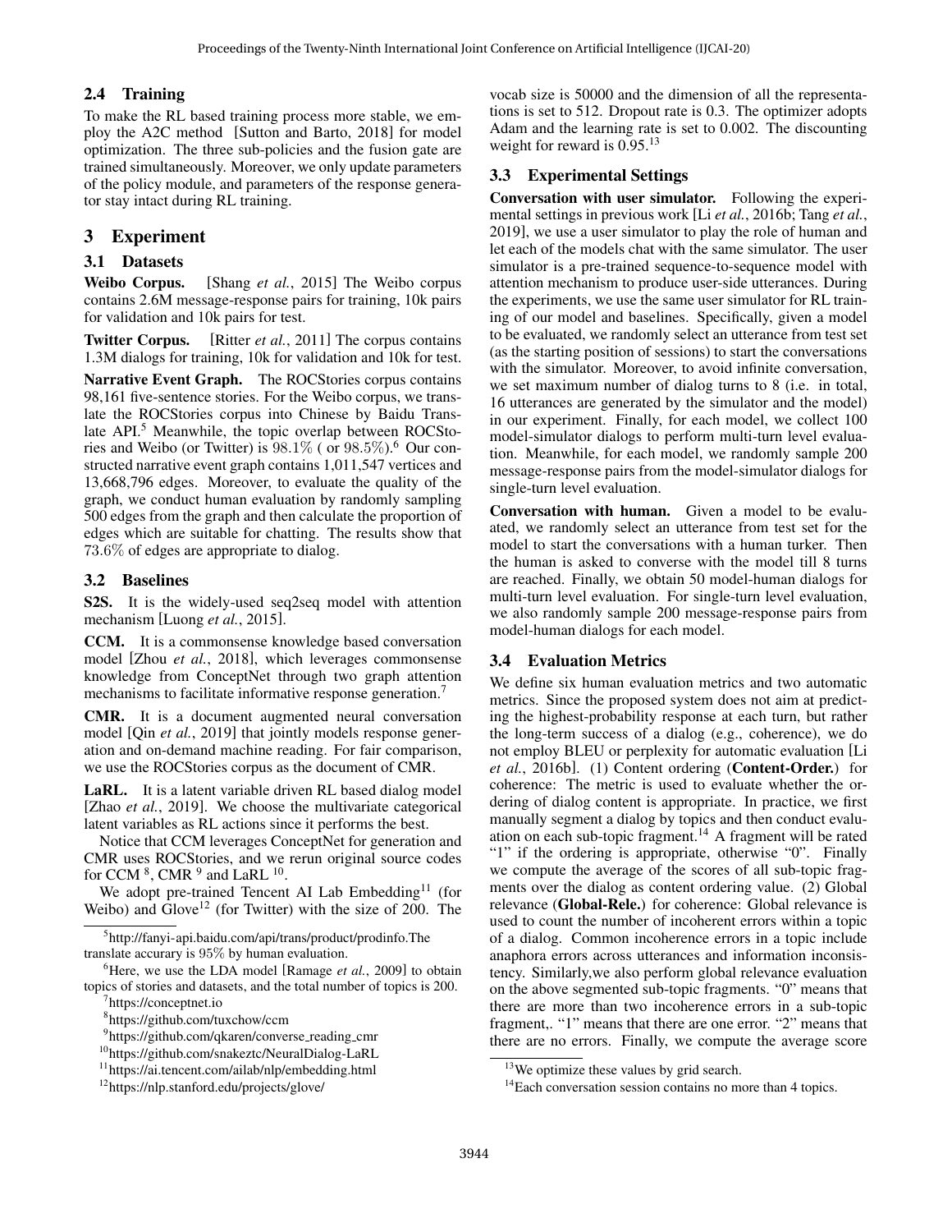## 2.4 Training

To make the RL based training process more stable, we employ the A2C method [Sutton and Barto, 2018] for model optimization. The three sub-policies and the fusion gate are trained simultaneously. Moreover, we only update parameters of the policy module, and parameters of the response generator stay intact during RL training.

# 3 Experiment

## 3.1 Datasets

**Weibo Corpus.** [Shang *et al.*, 2015] The Weibo corpus contains 2.6M message-response pairs for training, 10k pairs for validation and 10k pairs for test.

**Twitter Corpus.** [Ritter *et al.*, 2011] The corpus contains 1.3M dialogs for training, 10k for validation and 10k for test.

**Narrative Event Graph.** The ROCStories corpus contains 98,161 five-sentence stories. For the Weibo corpus, we translate the ROCStories corpus into Chinese by Baidu Translate API.[5] Meanwhile, the topic overlap between ROCStories and Weibo (or Twitter) is 98.1% ( or 98.5%).[6] Our constructed narrative event graph contains 1,011,547 vertices and 13,668,796 edges. Moreover, to evaluate the quality of the graph, we conduct human evaluation by randomly sampling 500 edges from the graph and then calculate the proportion of edges which are suitable for chatting. The results show that 73.6% of edges are appropriate to dialog.

## 3.2 Baselines

**S2S.** It is the widely-used seq2seq model with attention mechanism [Luong *et al.*, 2015].

**CCM.** It is a commonsense knowledge based conversation model [Zhou *et al.*, 2018], which leverages commonsense knowledge from ConceptNet through two graph attention mechanisms to facilitate informative response generation.[7]

**CMR.** It is a document augmented neural conversation model [Qin *et al.*, 2019] that jointly models response generation and on-demand machine reading. For fair comparison, we use the ROCStories corpus as the document of CMR.

**LaRL.** It is a latent variable driven RL based dialog model [Zhao *et al.*, 2019]. We choose the multivariate categorical latent variables as RL actions since it performs the best.

Notice that CCM leverages ConceptNet for generation and CMR uses ROCStories, and we rerun original source codes for CCM [8], CMR [9] and LaRL [10].

We adopt pre-trained Tencent AI Lab Embedding[11] (for Weibo) and Glove[12] (for Twitter) with the size of 200. The vocab size is 50000 and the dimension of all the representations is set to 512. Dropout rate is 0.3. The optimizer adopts Adam and the learning rate is set to 0.002. The discounting weight for reward is 0.95.[13]

## 3.3 Experimental Settings

**Conversation with user simulator.** Following the experimental settings in previous work [Li *et al.*, 2016b; Tang *et al.*, 2019], we use a user simulator to play the role of human and let each of the models chat with the same simulator. The user simulator is a pre-trained sequence-to-sequence model with attention mechanism to produce user-side utterances. During the experiments, we use the same user simulator for RL training of our model and baselines. Specifically, given a model to be evaluated, we randomly select an utterance from test set (as the starting position of sessions) to start the conversations with the simulator. Moreover, to avoid infinite conversation, we set maximum number of dialog turns to 8 (i.e. in total, 16 utterances are generated by the simulator and the model) in our experiment. Finally, for each model, we collect 100 model-simulator dialogs to perform multi-turn level evaluation. Meanwhile, for each model, we randomly sample 200 message-response pairs from the model-simulator dialogs for single-turn level evaluation.

**Conversation with human.** Given a model to be evaluated, we randomly select an utterance from test set for the model to start the conversations with a human turker. Then the human is asked to converse with the model till 8 turns are reached. Finally, we obtain 50 model-human dialogs for multi-turn level evaluation. For single-turn level evaluation, we also randomly sample 200 message-response pairs from model-human dialogs for each model.

## 3.4 Evaluation Metrics

We define six human evaluation metrics and two automatic metrics. Since the proposed system does not aim at predicting the highest-probability response at each turn, but rather the long-term success of a dialog (e.g., coherence), we do not employ BLEU or perplexity for automatic evaluation [Li *et al.*, 2016b]. (1) Content ordering (**Content-Order.**) for coherence: The metric is used to evaluate whether the ordering of dialog content is appropriate. In practice, we first manually segment a dialog by topics and then conduct evaluation on each sub-topic fragment.[14] A fragment will be rated "1" if the ordering is appropriate, otherwise "0". Finally we compute the average of the scores of all sub-topic fragments over the dialog as content ordering value. (2) Global relevance (**Global-Rele.**) for coherence: Global relevance is used to count the number of incoherent errors within a topic of a dialog. Common incoherence errors in a topic include anaphora errors across utterances and information inconsistency. Similarly,we also perform global relevance evaluation on the above segmented sub-topic fragments. "0" means that there are more than two incoherence errors in a sub-topic fragment,. "1" means that there are one error. "2" means that there are no errors. Finally, we compute the average score

---

[5] http://fanyi-api.baidu.com/api/trans/product/prodinfo.The translate accurary is 95% by human evaluation.

[6] Here, we use the LDA model [Ramage *et al.*, 2009] to obtain topics of stories and datasets, and the total number of topics is 200.

[7] https://conceptnet.io

[8] https://github.com/tuxchow/ccm

[9] https://github.com/qkaren/converse_reading_cmr

[10] https://github.com/snakeztc/NeuralDialog-LaRL

[11] https://ai.tencent.com/ailab/nlp/embedding.html

[12] https://nlp.stanford.edu/projects/glove/

[13] We optimize these values by grid search.

[14] Each conversation session contains no more than 4 topics.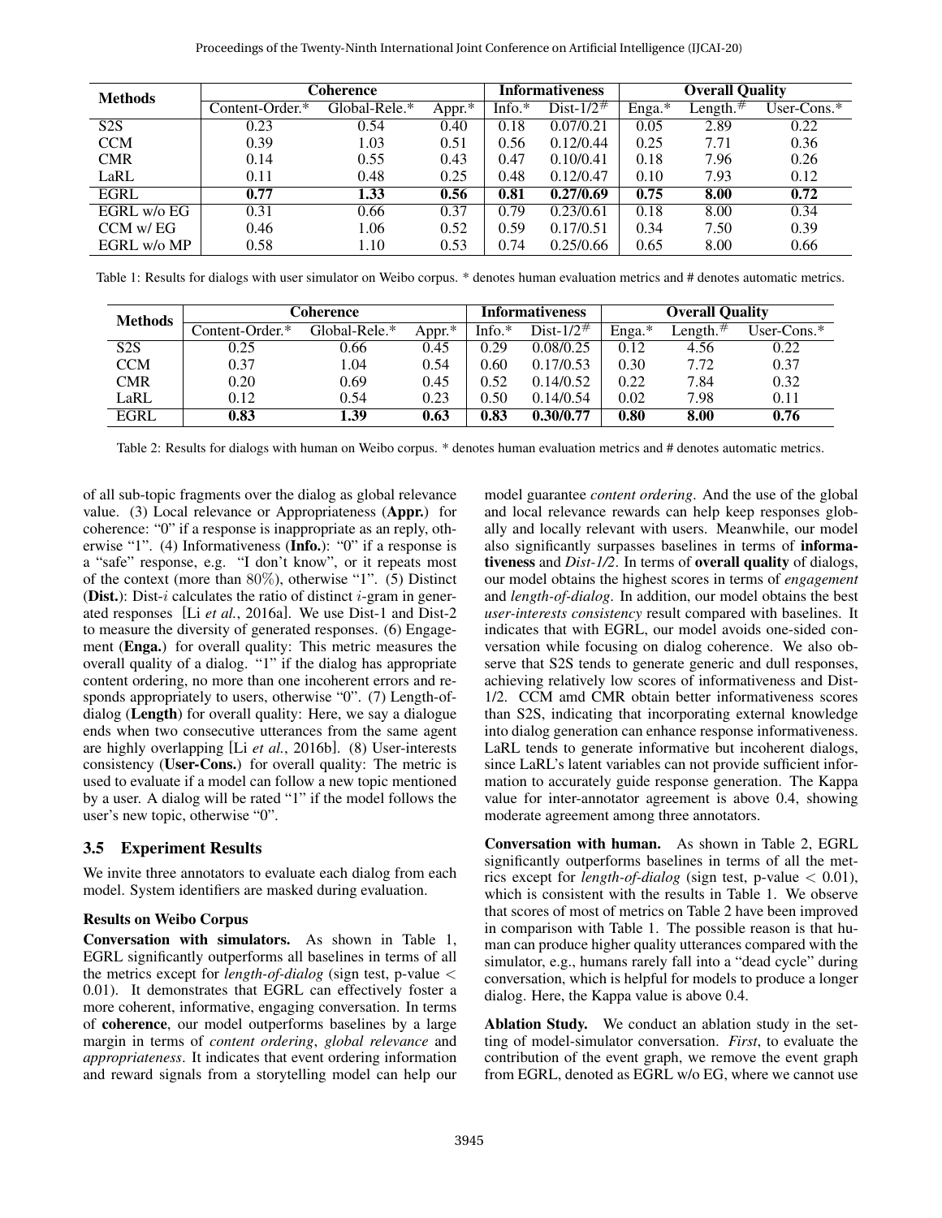| Methods | Coherence | | | Informativeness | | Overall Quality | | |
|---|---|---|---|---|---|---|---|---|
| | Content-Order.* | Global-Rele.* | Appr.* | Info.* | Dist-1/2# | Enga.* | Length.# | User-Cons.* |
| S2S | 0.23 | 0.54 | 0.40 | 0.18 | 0.07/0.21 | 0.05 | 2.89 | 0.22 |
| CCM | 0.39 | 1.03 | 0.51 | 0.56 | 0.12/0.44 | 0.25 | 7.71 | 0.36 |
| CMR | 0.14 | 0.55 | 0.43 | 0.47 | 0.10/0.41 | 0.18 | 7.96 | 0.26 |
| LaRL | 0.11 | 0.48 | 0.25 | 0.48 | 0.12/0.47 | 0.10 | 7.93 | 0.12 |
| EGRL | **0.77** | **1.33** | **0.56** | **0.81** | **0.27/0.69** | **0.75** | **8.00** | **0.72** |
| EGRL w/o EG | 0.31 | 0.66 | 0.37 | 0.79 | 0.23/0.61 | 0.18 | 8.00 | 0.34 |
| CCM w/ EG | 0.46 | 1.06 | 0.52 | 0.59 | 0.17/0.51 | 0.34 | 7.50 | 0.39 |
| EGRL w/o MP | 0.58 | 1.10 | 0.53 | 0.74 | 0.25/0.66 | 0.65 | 8.00 | 0.66 |

Table 1: Results for dialogs with user simulator on Weibo corpus. * denotes human evaluation metrics and # denotes automatic metrics.

| Methods | Coherence | | | Informativeness | | Overall Quality | | |
|---|---|---|---|---|---|---|---|---|
| | Content-Order.* | Global-Rele.* | Appr.* | Info.* | Dist-1/2# | Enga.* | Length.# | User-Cons.* |
| S2S | 0.25 | 0.66 | 0.45 | 0.29 | 0.08/0.25 | 0.12 | 4.56 | 0.22 |
| CCM | 0.37 | 1.04 | 0.54 | 0.60 | 0.17/0.53 | 0.30 | 7.72 | 0.37 |
| CMR | 0.20 | 0.69 | 0.45 | 0.52 | 0.14/0.52 | 0.22 | 7.84 | 0.32 |
| LaRL | 0.12 | 0.54 | 0.23 | 0.50 | 0.14/0.54 | 0.02 | 7.98 | 0.11 |
| EGRL | **0.83** | **1.39** | **0.63** | **0.83** | **0.30/0.77** | **0.80** | **8.00** | **0.76** |

Table 2: Results for dialogs with human on Weibo corpus. * denotes human evaluation metrics and # denotes automatic metrics.

of all sub-topic fragments over the dialog as global relevance value. (3) Local relevance or Appropriateness (**Appr.**) for coherence: "0" if a response is inappropriate as an reply, otherwise "1". (4) Informativeness (**Info.**): "0" if a response is a "safe" response, e.g. "I don't know", or it repeats most of the context (more than 80%), otherwise "1". (5) Distinct (**Dist.**): Dist-$i$ calculates the ratio of distinct $i$-gram in generated responses [Li *et al.*, 2016a]. We use Dist-1 and Dist-2 to measure the diversity of generated responses. (6) Engagement (**Enga.**) for overall quality: This metric measures the overall quality of a dialog. "1" if the dialog has appropriate content ordering, no more than one incoherent errors and responds appropriately to users, otherwise "0". (7) Length-of-dialog (**Length**) for overall quality: Here, we say a dialogue ends when two consecutive utterances from the same agent are highly overlapping [Li *et al.*, 2016b]. (8) User-interests consistency (**User-Cons.**) for overall quality: The metric is used to evaluate if a model can follow a new topic mentioned by a user. A dialog will be rated "1" if the model follows the user's new topic, otherwise "0".

### 3.5 Experiment Results

We invite three annotators to evaluate each dialog from each model. System identifiers are masked during evaluation.

#### Results on Weibo Corpus

**Conversation with simulators.** As shown in Table 1, EGRL significantly outperforms all baselines in terms of all the metrics except for *length-of-dialog* (sign test, p-value $<$ 0.01). It demonstrates that EGRL can effectively foster a more coherent, informative, engaging conversation. In terms of **coherence**, our model outperforms baselines by a large margin in terms of *content ordering*, *global relevance* and *appropriateness*. It indicates that event ordering information and reward signals from a storytelling model can help our model guarantee *content ordering*. And the use of the global and local relevance rewards can help keep responses globally and locally relevant with users. Meanwhile, our model also significantly surpasses baselines in terms of **informativeness** and *Dist-1/2*. In terms of **overall quality** of dialogs, our model obtains the highest scores in terms of *engagement* and *length-of-dialog*. In addition, our model obtains the best *user-interests consistency* result compared with baselines. It indicates that with EGRL, our model avoids one-sided conversation while focusing on dialog coherence. We also observe that S2S tends to generate generic and dull responses, achieving relatively low scores of informativeness and Dist-1/2. CCM amd CMR obtain better informativeness scores than S2S, indicating that incorporating external knowledge into dialog generation can enhance response informativeness. LaRL tends to generate informative but incoherent dialogs, since LaRL's latent variables can not provide sufficient information to accurately guide response generation. The Kappa value for inter-annotator agreement is above 0.4, showing moderate agreement among three annotators.

**Conversation with human.** As shown in Table 2, EGRL significantly outperforms baselines in terms of all the metrics except for *length-of-dialog* (sign test, p-value $<$ 0.01), which is consistent with the results in Table 1. We observe that scores of most of metrics on Table 2 have been improved in comparison with Table 1. The possible reason is that human can produce higher quality utterances compared with the simulator, e.g., humans rarely fall into a "dead cycle" during conversation, which is helpful for models to produce a longer dialog. Here, the Kappa value is above 0.4.

**Ablation Study.** We conduct an ablation study in the setting of model-simulator conversation. *First*, to evaluate the contribution of the event graph, we remove the event graph from EGRL, denoted as EGRL w/o EG, where we cannot use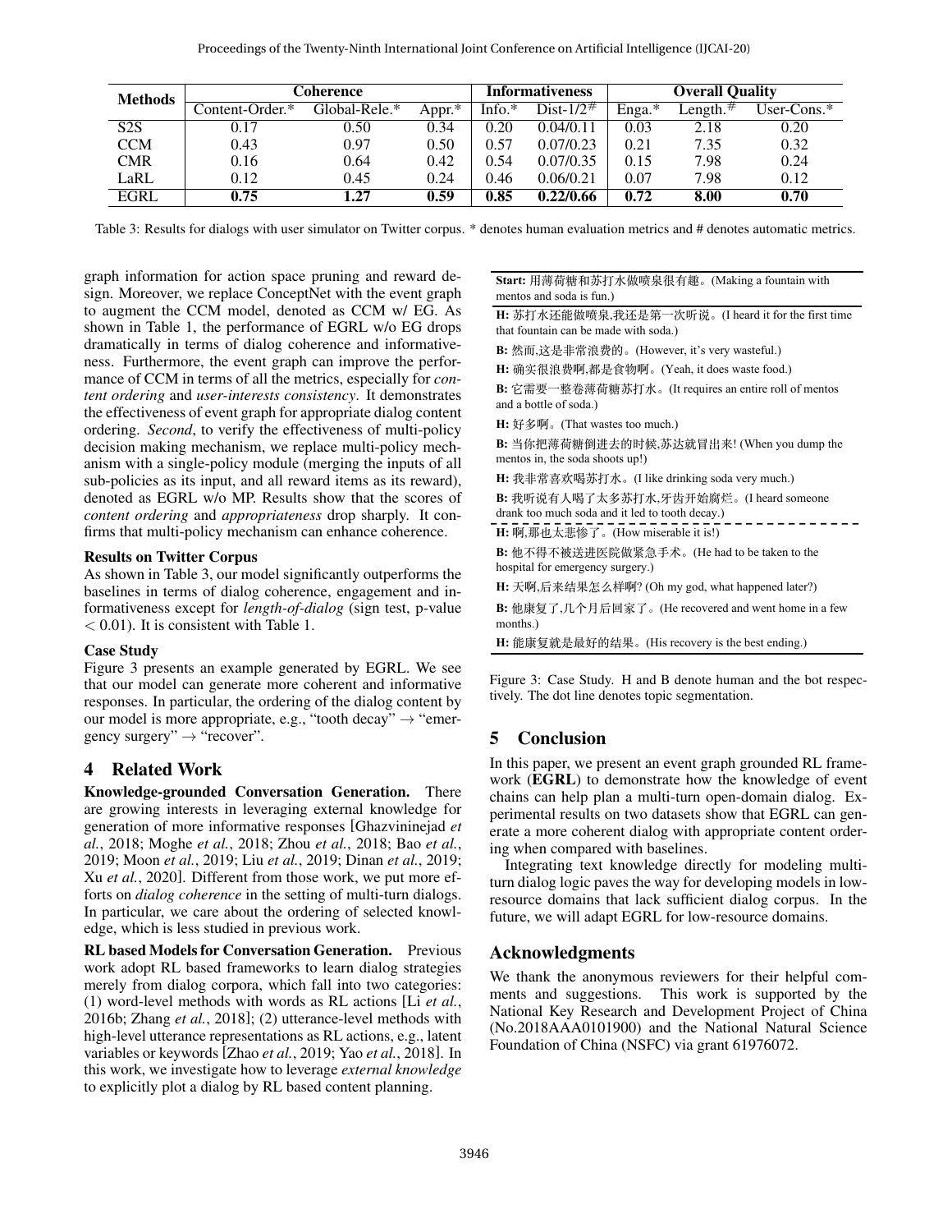| Methods | Coherence | | | Informativeness | | Overall Quality | | |
|---|---|---|---|---|---|---|---|---|
| | Content-Order.* | Global-Rele.* | Appr.* | Info.* | Dist-1/2# | Enga.* | Length.# | User-Cons.* |
| S2S | 0.17 | 0.50 | 0.34 | 0.20 | 0.04/0.11 | 0.03 | 2.18 | 0.20 |
| CCM | 0.43 | 0.97 | 0.50 | 0.57 | 0.07/0.23 | 0.21 | 7.35 | 0.32 |
| CMR | 0.16 | 0.64 | 0.42 | 0.54 | 0.07/0.35 | 0.15 | 7.98 | 0.24 |
| LaRL | 0.12 | 0.45 | 0.24 | 0.46 | 0.06/0.21 | 0.07 | 7.98 | 0.12 |
| EGRL | **0.75** | **1.27** | **0.59** | **0.85** | **0.22/0.66** | **0.72** | **8.00** | **0.70** |

Table 3: Results for dialogs with user simulator on Twitter corpus. * denotes human evaluation metrics and # denotes automatic metrics.

graph information for action space pruning and reward design. Moreover, we replace ConceptNet with the event graph to augment the CCM model, denoted as CCM w/ EG. As shown in Table 1, the performance of EGRL w/o EG drops dramatically in terms of dialog coherence and informativeness. Furthermore, the event graph can improve the performance of CCM in terms of all the metrics, especially for *content ordering* and *user-interests consistency*. It demonstrates the effectiveness of event graph for appropriate dialog content ordering. *Second*, to verify the effectiveness of multi-policy decision making mechanism, we replace multi-policy mechanism with a single-policy module (merging the inputs of all sub-policies as its input, and all reward items as its reward), denoted as EGRL w/o MP. Results show that the scores of *content ordering* and *appropriateness* drop sharply. It confirms that multi-policy mechanism can enhance coherence.

### Results on Twitter Corpus

As shown in Table 3, our model significantly outperforms the baselines in terms of dialog coherence, engagement and informativeness except for *length-of-dialog* (sign test, p-value $< 0.01$). It is consistent with Table 1.

### Case Study

Figure 3 presents an example generated by EGRL. We see that our model can generate more coherent and informative responses. In particular, the ordering of the dialog content by our model is more appropriate, e.g., "tooth decay" → "emergency surgery" → "recover".

**Start:** 用薄荷糖和苏打水做喷泉很有趣。(Making a fountain with mentos and soda is fun.)

**H:** 苏打水还能做喷泉,我还是第一次听说。(I heard it for the first time that fountain can be made with soda.)

**B:** 然而,这是非常浪费的。(However, it's very wasteful.)

**H:** 确实很浪费啊,都是食物啊。(Yeah, it does waste food.)

**B:** 它需要一整卷薄荷糖苏打水。(It requires an entire roll of mentos and a bottle of soda.)

**H:** 好多啊。(That wastes too much.)

**B:** 当你把薄荷糖倒进去的时候,苏达就冒出来! (When you dump the mentos in, the soda shoots up!)

**H:** 我非常喜欢喝苏打水。(I like drinking soda very much.)

**B:** 我听说有人喝了太多苏打水,牙齿开始腐烂。(I heard someone drank too much soda and it led to tooth decay.)

- - - - - - - - - - - - - - - - - - - - - - - -

**H:** 啊,那也太悲惨了。(How miserable it is!)

**B:** 他不得不被送进医院做紧急手术。(He had to be taken to the hospital for emergency surgery.)

**H:** 天啊,后来结果怎么样啊? (Oh my god, what happened later?)

**B:** 他康复了,几个月后回家了。(He recovered and went home in a few months.)

**H:** 能康复就是最好的结果。(His recovery is the best ending.)

Figure 3: Case Study. H and B denote human and the bot respectively. The dot line denotes topic segmentation.

## 4 Related Work

**Knowledge-grounded Conversation Generation.** There are growing interests in leveraging external knowledge for generation of more informative responses [Ghazvininejad *et al.*, 2018; Moghe *et al.*, 2018; Zhou *et al.*, 2018; Bao *et al.*, 2019; Moon *et al.*, 2019; Liu *et al.*, 2019; Dinan *et al.*, 2019; Xu *et al.*, 2020]. Different from those work, we put more efforts on *dialog coherence* in the setting of multi-turn dialogs. In particular, we care about the ordering of selected knowledge, which is less studied in previous work.

**RL based Models for Conversation Generation.** Previous work adopt RL based frameworks to learn dialog strategies merely from dialog corpora, which fall into two categories: (1) word-level methods with words as RL actions [Li *et al.*, 2016b; Zhang *et al.*, 2018]; (2) utterance-level methods with high-level utterance representations as RL actions, e.g., latent variables or keywords [Zhao *et al.*, 2019; Yao *et al.*, 2018]. In this work, we investigate how to leverage *external knowledge* to explicitly plot a dialog by RL based content planning.

## 5 Conclusion

In this paper, we present an event graph grounded RL framework (**EGRL**) to demonstrate how the knowledge of event chains can help plan a multi-turn open-domain dialog. Experimental results on two datasets show that EGRL can generate a more coherent dialog with appropriate content ordering when compared with baselines.

Integrating text knowledge directly for modeling multi-turn dialog logic paves the way for developing models in low-resource domains that lack sufficient dialog corpus. In the future, we will adapt EGRL for low-resource domains.

## Acknowledgments

We thank the anonymous reviewers for their helpful comments and suggestions. This work is supported by the National Key Research and Development Project of China (No.2018AAA0101900) and the National Natural Science Foundation of China (NSFC) via grant 61976072.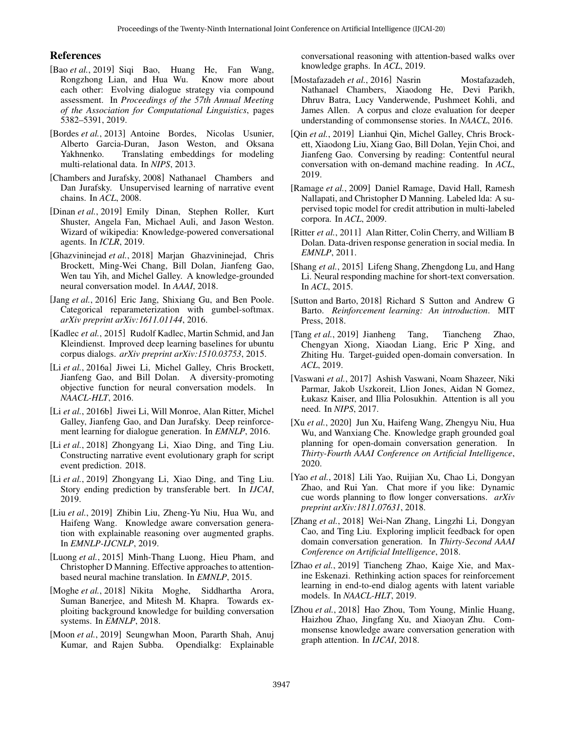## References

[Bao *et al.*, 2019] Siqi Bao, Huang He, Fan Wang, Rongzhong Lian, and Hua Wu. Know more about each other: Evolving dialogue strategy via compound assessment. In *Proceedings of the 57th Annual Meeting of the Association for Computational Linguistics*, pages 5382–5391, 2019.

[Bordes *et al.*, 2013] Antoine Bordes, Nicolas Usunier, Alberto Garcia-Duran, Jason Weston, and Oksana Yakhnenko. Translating embeddings for modeling multi-relational data. In *NIPS*, 2013.

[Chambers and Jurafsky, 2008] Nathanael Chambers and Dan Jurafsky. Unsupervised learning of narrative event chains. In *ACL*, 2008.

[Dinan *et al.*, 2019] Emily Dinan, Stephen Roller, Kurt Shuster, Angela Fan, Michael Auli, and Jason Weston. Wizard of wikipedia: Knowledge-powered conversational agents. In *ICLR*, 2019.

[Ghazvininejad *et al.*, 2018] Marjan Ghazvininejad, Chris Brockett, Ming-Wei Chang, Bill Dolan, Jianfeng Gao, Wen tau Yih, and Michel Galley. A knowledge-grounded neural conversation model. In *AAAI*, 2018.

[Jang *et al.*, 2016] Eric Jang, Shixiang Gu, and Ben Poole. Categorical reparameterization with gumbel-softmax. *arXiv preprint arXiv:1611.01144*, 2016.

[Kadlec *et al.*, 2015] Rudolf Kadlec, Martin Schmid, and Jan Kleindienst. Improved deep learning baselines for ubuntu corpus dialogs. *arXiv preprint arXiv:1510.03753*, 2015.

[Li *et al.*, 2016a] Jiwei Li, Michel Galley, Chris Brockett, Jianfeng Gao, and Bill Dolan. A diversity-promoting objective function for neural conversation models. In *NAACL-HLT*, 2016.

[Li *et al.*, 2016b] Jiwei Li, Will Monroe, Alan Ritter, Michel Galley, Jianfeng Gao, and Dan Jurafsky. Deep reinforcement learning for dialogue generation. In *EMNLP*, 2016.

[Li *et al.*, 2018] Zhongyang Li, Xiao Ding, and Ting Liu. Constructing narrative event evolutionary graph for script event prediction. 2018.

[Li *et al.*, 2019] Zhongyang Li, Xiao Ding, and Ting Liu. Story ending prediction by transferable bert. In *IJCAI*, 2019.

[Liu *et al.*, 2019] Zhibin Liu, Zheng-Yu Niu, Hua Wu, and Haifeng Wang. Knowledge aware conversation generation with explainable reasoning over augmented graphs. In *EMNLP-IJCNLP*, 2019.

[Luong *et al.*, 2015] Minh-Thang Luong, Hieu Pham, and Christopher D Manning. Effective approaches to attention-based neural machine translation. In *EMNLP*, 2015.

[Moghe *et al.*, 2018] Nikita Moghe, Siddhartha Arora, Suman Banerjee, and Mitesh M. Khapra. Towards exploiting background knowledge for building conversation systems. In *EMNLP*, 2018.

[Moon *et al.*, 2019] Seungwhan Moon, Pararth Shah, Anuj Kumar, and Rajen Subba. Opendialkg: Explainable conversational reasoning with attention-based walks over knowledge graphs. In *ACL*, 2019.

[Mostafazadeh *et al.*, 2016] Nasrin Mostafazadeh, Nathanael Chambers, Xiaodong He, Devi Parikh, Dhruv Batra, Lucy Vanderwende, Pushmeet Kohli, and James Allen. A corpus and cloze evaluation for deeper understanding of commonsense stories. In *NAACL*, 2016.

[Qin *et al.*, 2019] Lianhui Qin, Michel Galley, Chris Brockett, Xiaodong Liu, Xiang Gao, Bill Dolan, Yejin Choi, and Jianfeng Gao. Conversing by reading: Contentful neural conversation with on-demand machine reading. In *ACL*, 2019.

[Ramage *et al.*, 2009] Daniel Ramage, David Hall, Ramesh Nallapati, and Christopher D Manning. Labeled lda: A supervised topic model for credit attribution in multi-labeled corpora. In *ACL*, 2009.

[Ritter *et al.*, 2011] Alan Ritter, Colin Cherry, and William B Dolan. Data-driven response generation in social media. In *EMNLP*, 2011.

[Shang *et al.*, 2015] Lifeng Shang, Zhengdong Lu, and Hang Li. Neural responding machine for short-text conversation. In *ACL*, 2015.

[Sutton and Barto, 2018] Richard S Sutton and Andrew G Barto. *Reinforcement learning: An introduction*. MIT Press, 2018.

[Tang *et al.*, 2019] Jianheng Tang, Tiancheng Zhao, Chengyan Xiong, Xiaodan Liang, Eric P Xing, and Zhiting Hu. Target-guided open-domain conversation. In *ACL*, 2019.

[Vaswani *et al.*, 2017] Ashish Vaswani, Noam Shazeer, Niki Parmar, Jakob Uszkoreit, Llion Jones, Aidan N Gomez, Łukasz Kaiser, and Illia Polosukhin. Attention is all you need. In *NIPS*, 2017.

[Xu *et al.*, 2020] Jun Xu, Haifeng Wang, Zhengyu Niu, Hua Wu, and Wanxiang Che. Knowledge graph grounded goal planning for open-domain conversation generation. In *Thirty-Fourth AAAI Conference on Artificial Intelligence*, 2020.

[Yao *et al.*, 2018] Lili Yao, Ruijian Xu, Chao Li, Dongyan Zhao, and Rui Yan. Chat more if you like: Dynamic cue words planning to flow longer conversations. *arXiv preprint arXiv:1811.07631*, 2018.

[Zhang *et al.*, 2018] Wei-Nan Zhang, Lingzhi Li, Dongyan Cao, and Ting Liu. Exploring implicit feedback for open domain conversation generation. In *Thirty-Second AAAI Conference on Artificial Intelligence*, 2018.

[Zhao *et al.*, 2019] Tiancheng Zhao, Kaige Xie, and Maxine Eskenazi. Rethinking action spaces for reinforcement learning in end-to-end dialog agents with latent variable models. In *NAACL-HLT*, 2019.

[Zhou *et al.*, 2018] Hao Zhou, Tom Young, Minlie Huang, Haizhou Zhao, Jingfang Xu, and Xiaoyan Zhu. Commonsense knowledge aware conversation generation with graph attention. In *IJCAI*, 2018.